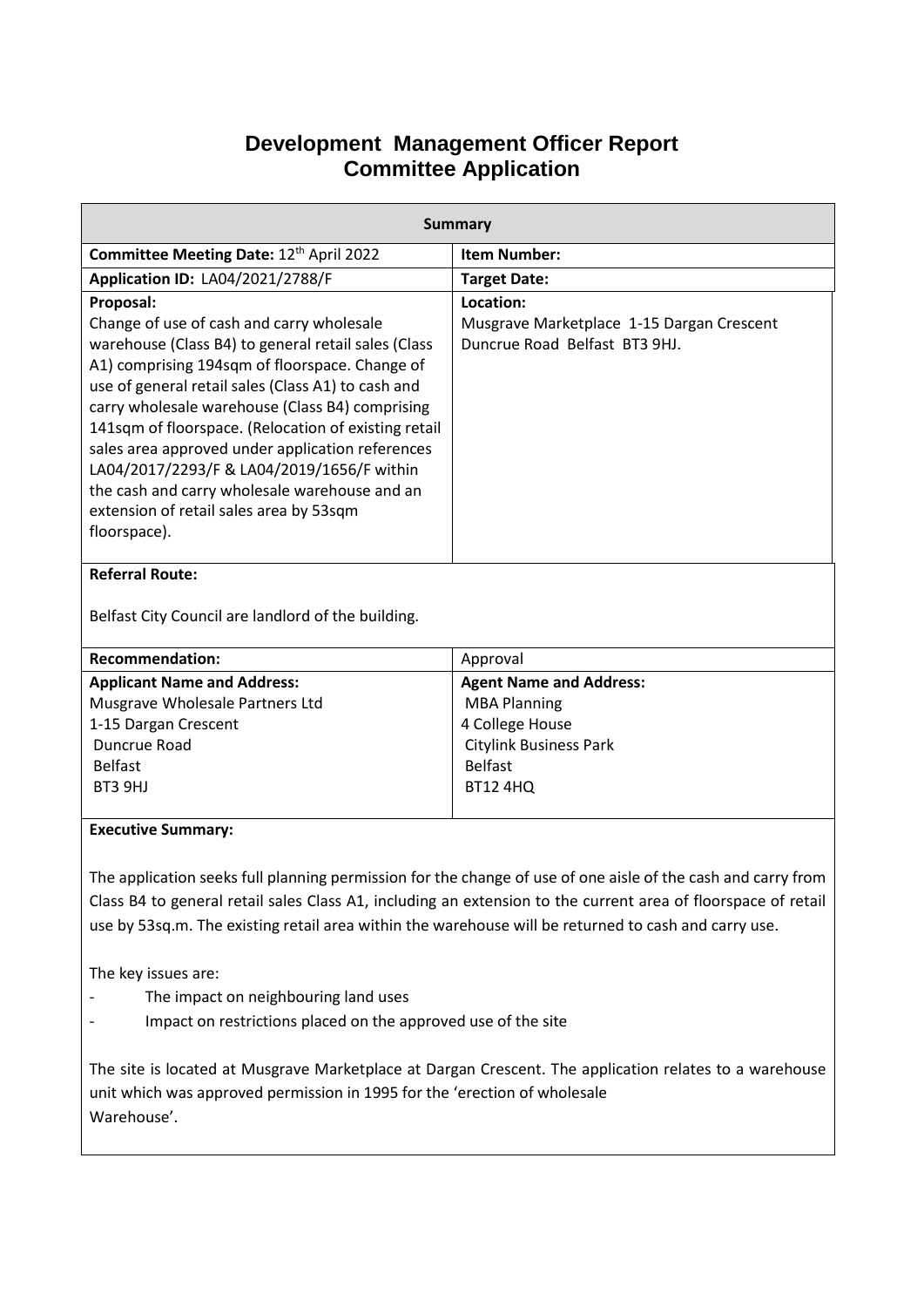# Development Management Officer Report
# Committee Application

| Summary | |
|---|---|
| **Committee Meeting Date:** 12th April 2022 | **Item Number:** |
| **Application ID:** LA04/2021/2788/F | **Target Date:** |
| **Proposal:**<br>Change of use of cash and carry wholesale warehouse (Class B4) to general retail sales (Class A1) comprising 194sqm of floorspace. Change of use of general retail sales (Class A1) to cash and carry wholesale warehouse (Class B4) comprising 141sqm of floorspace. (Relocation of existing retail sales area approved under application references LA04/2017/2293/F & LA04/2019/1656/F within the cash and carry wholesale warehouse and an extension of retail sales area by 53sqm floorspace). | **Location:**<br>Musgrave Marketplace 1-15 Dargan Crescent Duncrue Road Belfast BT3 9HJ. |
| **Referral Route:**<br><br>Belfast City Council are landlord of the building. | |
| **Recommendation:** | Approval |
| **Applicant Name and Address:**<br>Musgrave Wholesale Partners Ltd<br>1-15 Dargan Crescent<br>Duncrue Road<br>Belfast<br>BT3 9HJ | **Agent Name and Address:**<br>MBA Planning<br>4 College House<br>Citylink Business Park<br>Belfast<br>BT12 4HQ |

**Executive Summary:**

The application seeks full planning permission for the change of use of one aisle of the cash and carry from Class B4 to general retail sales Class A1, including an extension to the current area of floorspace of retail use by 53sq.m. The existing retail area within the warehouse will be returned to cash and carry use.

The key issues are:

- The impact on neighbouring land uses
- Impact on restrictions placed on the approved use of the site

The site is located at Musgrave Marketplace at Dargan Crescent. The application relates to a warehouse unit which was approved permission in 1995 for the 'erection of wholesale Warehouse'.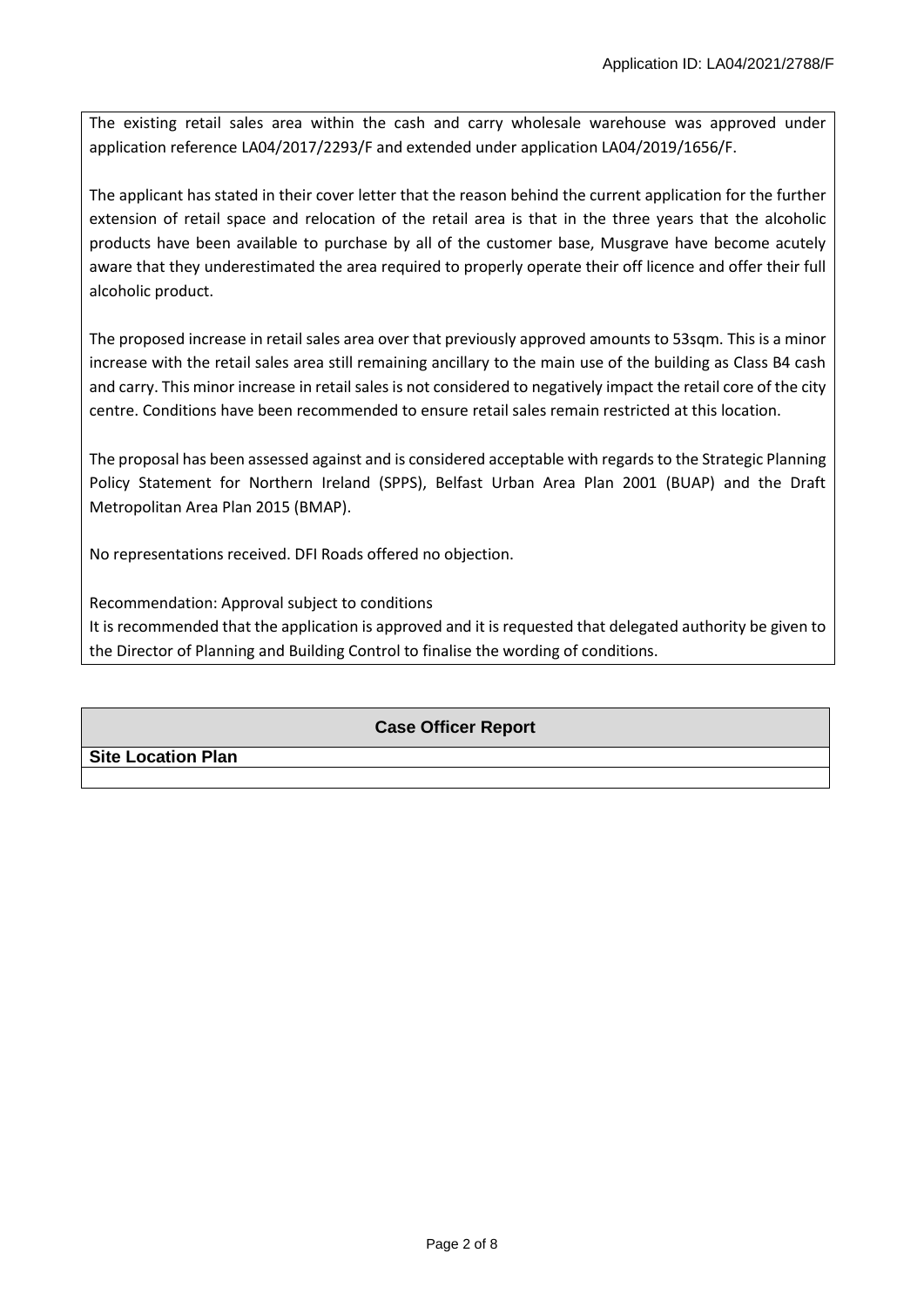The existing retail sales area within the cash and carry wholesale warehouse was approved under application reference LA04/2017/2293/F and extended under application LA04/2019/1656/F.

The applicant has stated in their cover letter that the reason behind the current application for the further extension of retail space and relocation of the retail area is that in the three years that the alcoholic products have been available to purchase by all of the customer base, Musgrave have become acutely aware that they underestimated the area required to properly operate their off licence and offer their full alcoholic product.

The proposed increase in retail sales area over that previously approved amounts to 53sqm. This is a minor increase with the retail sales area still remaining ancillary to the main use of the building as Class B4 cash and carry. This minor increase in retail sales is not considered to negatively impact the retail core of the city centre. Conditions have been recommended to ensure retail sales remain restricted at this location.

The proposal has been assessed against and is considered acceptable with regards to the Strategic Planning Policy Statement for Northern Ireland (SPPS), Belfast Urban Area Plan 2001 (BUAP) and the Draft Metropolitan Area Plan 2015 (BMAP).

No representations received. DFI Roads offered no objection.

Recommendation: Approval subject to conditions
It is recommended that the application is approved and it is requested that delegated authority be given to the Director of Planning and Building Control to finalise the wording of conditions.

## Case Officer Report

**Site Location Plan**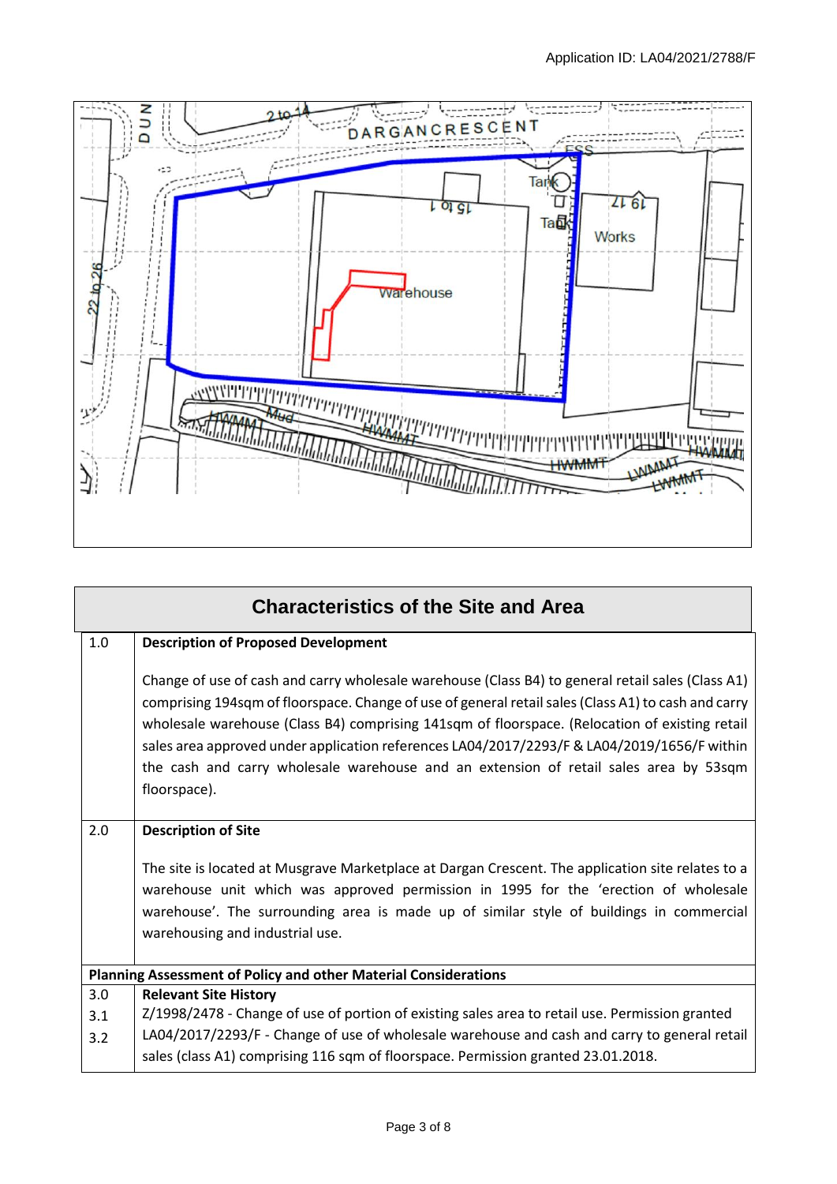## Characteristics of the Site and Area

| | |
|---|---|
| 1.0 | **Description of Proposed Development** |
| | Change of use of cash and carry wholesale warehouse (Class B4) to general retail sales (Class A1) comprising 194sqm of floorspace. Change of use of general retail sales (Class A1) to cash and carry wholesale warehouse (Class B4) comprising 141sqm of floorspace. (Relocation of existing retail sales area approved under application references LA04/2017/2293/F & LA04/2019/1656/F within the cash and carry wholesale warehouse and an extension of retail sales area by 53sqm floorspace). |
| 2.0 | **Description of Site** |
| | The site is located at Musgrave Marketplace at Dargan Crescent. The application site relates to a warehouse unit which was approved permission in 1995 for the 'erection of wholesale warehouse'. The surrounding area is made up of similar style of buildings in commercial warehousing and industrial use. |

**Planning Assessment of Policy and other Material Considerations**

| | |
|---|---|
| 3.0 | **Relevant Site History** |
| 3.1 | Z/1998/2478 - Change of use of portion of existing sales area to retail use. Permission granted |
| 3.2 | LA04/2017/2293/F - Change of use of wholesale warehouse and cash and carry to general retail sales (class A1) comprising 116 sqm of floorspace. Permission granted 23.01.2018. |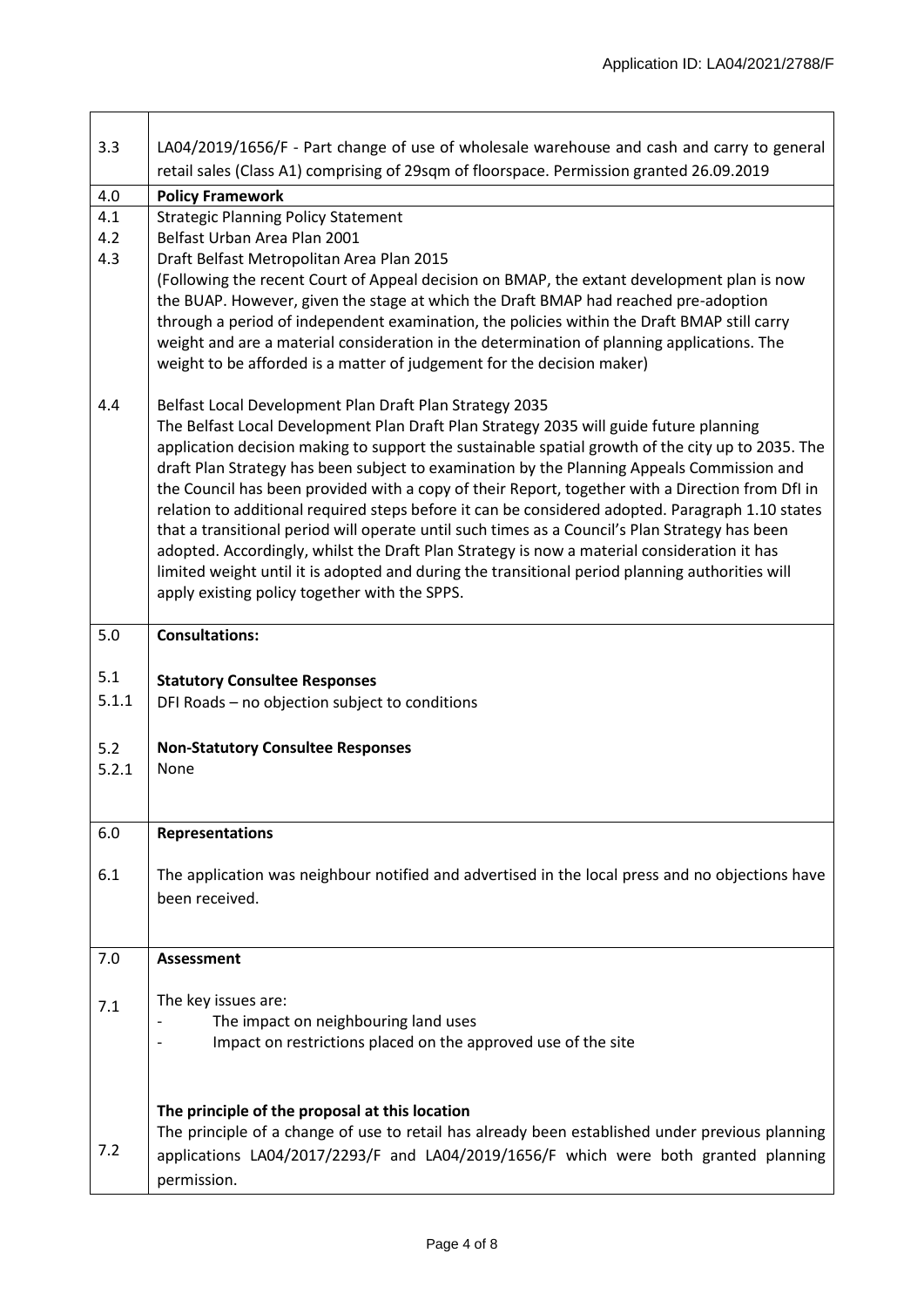| | |
|---|---|
| 3.3 | LA04/2019/1656/F - Part change of use of wholesale warehouse and cash and carry to general retail sales (Class A1) comprising of 29sqm of floorspace. Permission granted 26.09.2019 |
| 4.0 | **Policy Framework** |
| 4.1 | Strategic Planning Policy Statement |
| 4.2 | Belfast Urban Area Plan 2001 |
| 4.3 | Draft Belfast Metropolitan Area Plan 2015<br>(Following the recent Court of Appeal decision on BMAP, the extant development plan is now the BUAP. However, given the stage at which the Draft BMAP had reached pre-adoption through a period of independent examination, the policies within the Draft BMAP still carry weight and are a material consideration in the determination of planning applications. The weight to be afforded is a matter of judgement for the decision maker) |
| 4.4 | Belfast Local Development Plan Draft Plan Strategy 2035<br>The Belfast Local Development Plan Draft Plan Strategy 2035 will guide future planning application decision making to support the sustainable spatial growth of the city up to 2035. The draft Plan Strategy has been subject to examination by the Planning Appeals Commission and the Council has been provided with a copy of their Report, together with a Direction from DfI in relation to additional required steps before it can be considered adopted. Paragraph 1.10 states that a transitional period will operate until such times as a Council's Plan Strategy has been adopted. Accordingly, whilst the Draft Plan Strategy is now a material consideration it has limited weight until it is adopted and during the transitional period planning authorities will apply existing policy together with the SPPS. |
| 5.0 | **Consultations:** |
| 5.1 | **Statutory Consultee Responses** |
| 5.1.1 | DFI Roads – no objection subject to conditions |
| 5.2 | **Non-Statutory Consultee Responses** |
| 5.2.1 | None |
| 6.0 | **Representations** |
| 6.1 | The application was neighbour notified and advertised in the local press and no objections have been received. |
| 7.0 | **Assessment** |
| 7.1 | The key issues are:<br>- The impact on neighbouring land uses<br>- Impact on restrictions placed on the approved use of the site |
| | **The principle of the proposal at this location** |
| 7.2 | The principle of a change of use to retail has already been established under previous planning applications LA04/2017/2293/F and LA04/2019/1656/F which were both granted planning permission. |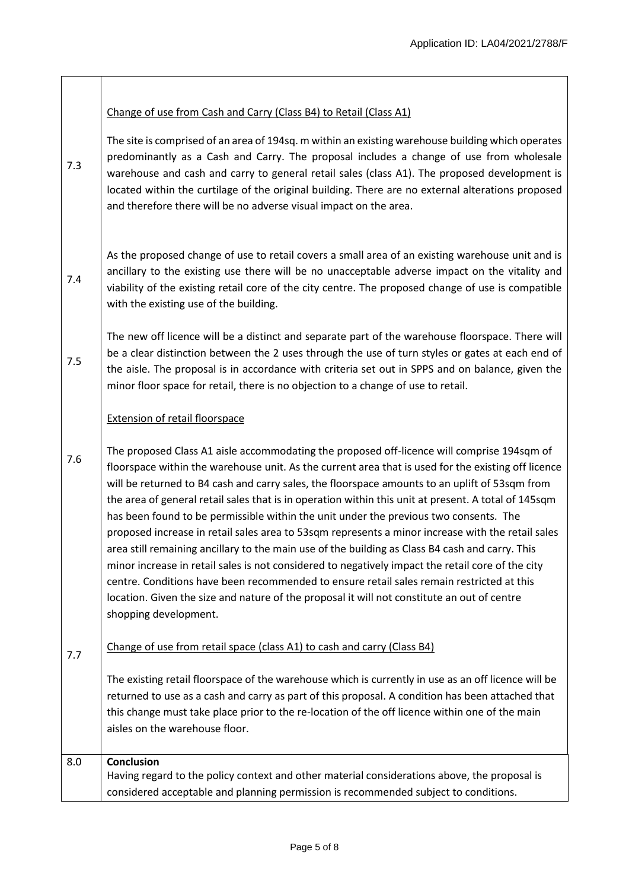| | |
|---|---|
| 7.3 | <u>Change of use from Cash and Carry (Class B4) to Retail (Class A1)</u><br><br>The site is comprised of an area of 194sq. m within an existing warehouse building which operates predominantly as a Cash and Carry. The proposal includes a change of use from wholesale warehouse and cash and carry to general retail sales (class A1). The proposed development is located within the curtilage of the original building. There are no external alterations proposed and therefore there will be no adverse visual impact on the area. |
| 7.4 | As the proposed change of use to retail covers a small area of an existing warehouse unit and is ancillary to the existing use there will be no unacceptable adverse impact on the vitality and viability of the existing retail core of the city centre. The proposed change of use is compatible with the existing use of the building. |
| 7.5 | The new off licence will be a distinct and separate part of the warehouse floorspace. There will be a clear distinction between the 2 uses through the use of turn styles or gates at each end of the aisle. The proposal is in accordance with criteria set out in SPPS and on balance, given the minor floor space for retail, there is no objection to a change of use to retail. |
| 7.6 | <u>Extension of retail floorspace</u><br><br>The proposed Class A1 aisle accommodating the proposed off-licence will comprise 194sqm of floorspace within the warehouse unit. As the current area that is used for the existing off licence will be returned to B4 cash and carry sales, the floorspace amounts to an uplift of 53sqm from the area of general retail sales that is in operation within this unit at present. A total of 145sqm has been found to be permissible within the unit under the previous two consents. The proposed increase in retail sales area to 53sqm represents a minor increase with the retail sales area still remaining ancillary to the main use of the building as Class B4 cash and carry. This minor increase in retail sales is not considered to negatively impact the retail core of the city centre. Conditions have been recommended to ensure retail sales remain restricted at this location. Given the size and nature of the proposal it will not constitute an out of centre shopping development. |
| 7.7 | <u>Change of use from retail space (class A1) to cash and carry (Class B4)</u><br><br>The existing retail floorspace of the warehouse which is currently in use as an off licence will be returned to use as a cash and carry as part of this proposal. A condition has been attached that this change must take place prior to the re-location of the off licence within one of the main aisles on the warehouse floor. |
| 8.0 | **Conclusion**<br>Having regard to the policy context and other material considerations above, the proposal is considered acceptable and planning permission is recommended subject to conditions. |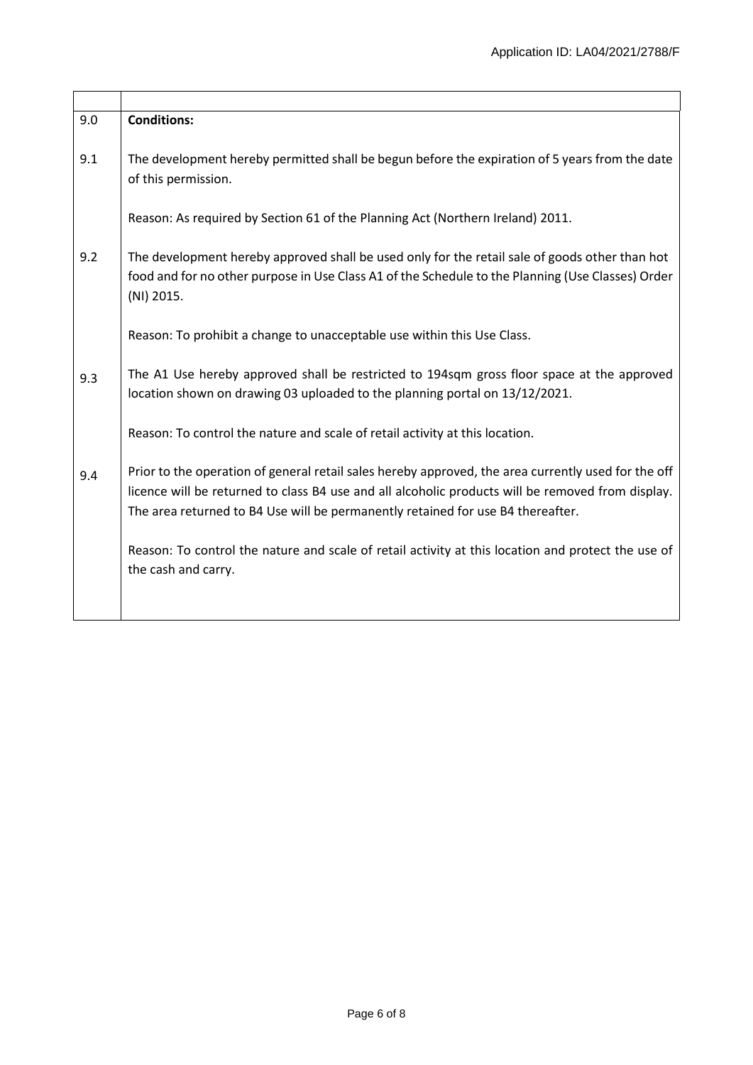| | |
|---|---|
| 9.0 | **Conditions:** |
| 9.1 | The development hereby permitted shall be begun before the expiration of 5 years from the date of this permission.<br><br>Reason: As required by Section 61 of the Planning Act (Northern Ireland) 2011. |
| 9.2 | The development hereby approved shall be used only for the retail sale of goods other than hot food and for no other purpose in Use Class A1 of the Schedule to the Planning (Use Classes) Order (NI) 2015.<br><br>Reason: To prohibit a change to unacceptable use within this Use Class. |
| 9.3 | The A1 Use hereby approved shall be restricted to 194sqm gross floor space at the approved location shown on drawing 03 uploaded to the planning portal on 13/12/2021.<br><br>Reason: To control the nature and scale of retail activity at this location. |
| 9.4 | Prior to the operation of general retail sales hereby approved, the area currently used for the off licence will be returned to class B4 use and all alcoholic products will be removed from display. The area returned to B4 Use will be permanently retained for use B4 thereafter.<br><br>Reason: To control the nature and scale of retail activity at this location and protect the use of the cash and carry. |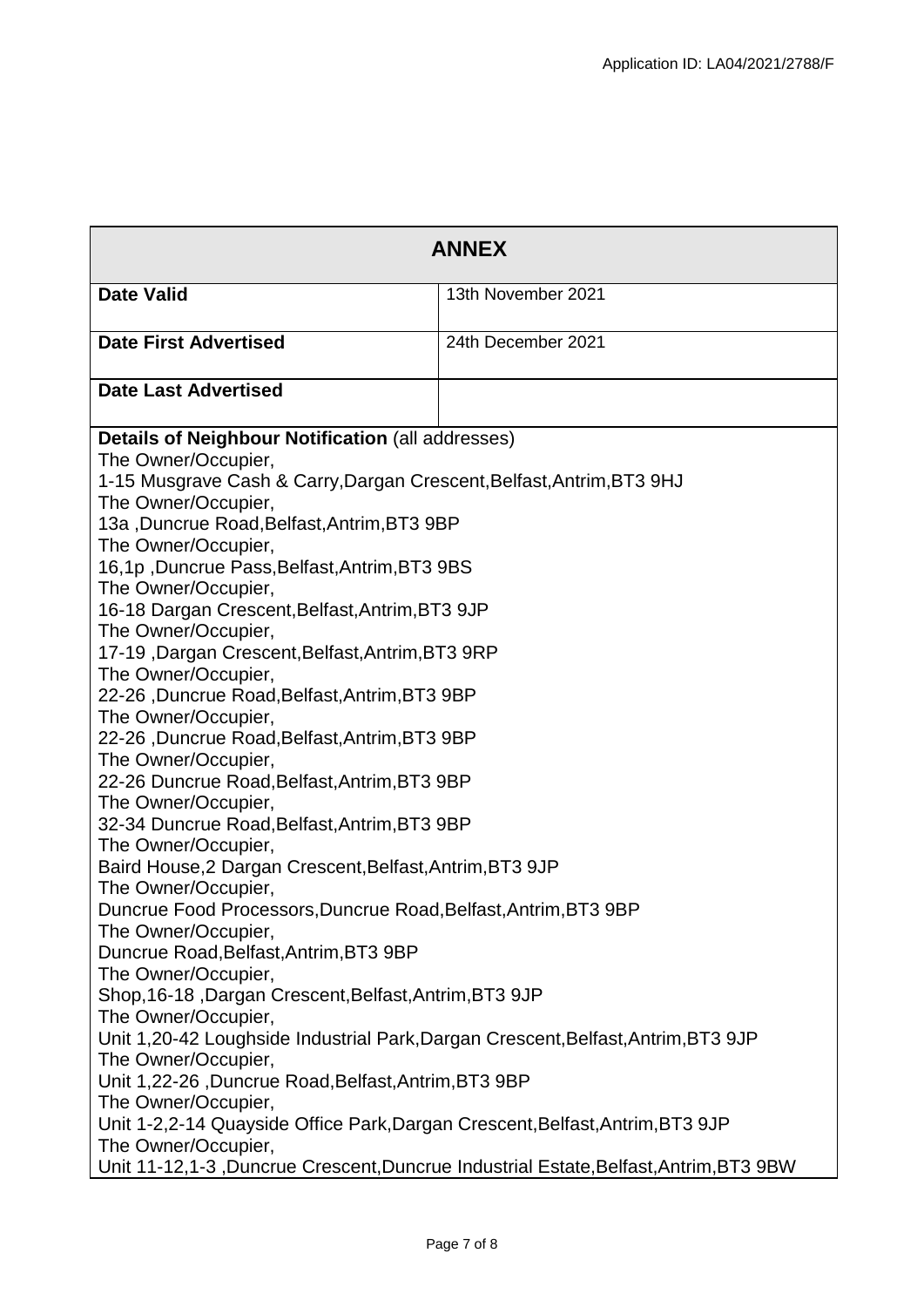| ANNEX | |
|---|---|
| **Date Valid** | 13th November 2021 |
| **Date First Advertised** | 24th December 2021 |
| **Date Last Advertised** | |

**Details of Neighbour Notification** (all addresses)

The Owner/Occupier,
1-15 Musgrave Cash & Carry,Dargan Crescent,Belfast,Antrim,BT3 9HJ
The Owner/Occupier,
13a ,Duncrue Road,Belfast,Antrim,BT3 9BP
The Owner/Occupier,
16,1p ,Duncrue Pass,Belfast,Antrim,BT3 9BS
The Owner/Occupier,
16-18 Dargan Crescent,Belfast,Antrim,BT3 9JP
The Owner/Occupier,
17-19 ,Dargan Crescent,Belfast,Antrim,BT3 9RP
The Owner/Occupier,
22-26 ,Duncrue Road,Belfast,Antrim,BT3 9BP
The Owner/Occupier,
22-26 ,Duncrue Road,Belfast,Antrim,BT3 9BP
The Owner/Occupier,
22-26 Duncrue Road,Belfast,Antrim,BT3 9BP
The Owner/Occupier,
32-34 Duncrue Road,Belfast,Antrim,BT3 9BP
The Owner/Occupier,
Baird House,2 Dargan Crescent,Belfast,Antrim,BT3 9JP
The Owner/Occupier,
Duncrue Food Processors,Duncrue Road,Belfast,Antrim,BT3 9BP
The Owner/Occupier,
Duncrue Road,Belfast,Antrim,BT3 9BP
The Owner/Occupier,
Shop,16-18 ,Dargan Crescent,Belfast,Antrim,BT3 9JP
The Owner/Occupier,
Unit 1,20-42 Loughside Industrial Park,Dargan Crescent,Belfast,Antrim,BT3 9JP
The Owner/Occupier,
Unit 1,22-26 ,Duncrue Road,Belfast,Antrim,BT3 9BP
The Owner/Occupier,
Unit 1-2,2-14 Quayside Office Park,Dargan Crescent,Belfast,Antrim,BT3 9JP
The Owner/Occupier,
Unit 11-12,1-3 ,Duncrue Crescent,Duncrue Industrial Estate,Belfast,Antrim,BT3 9BW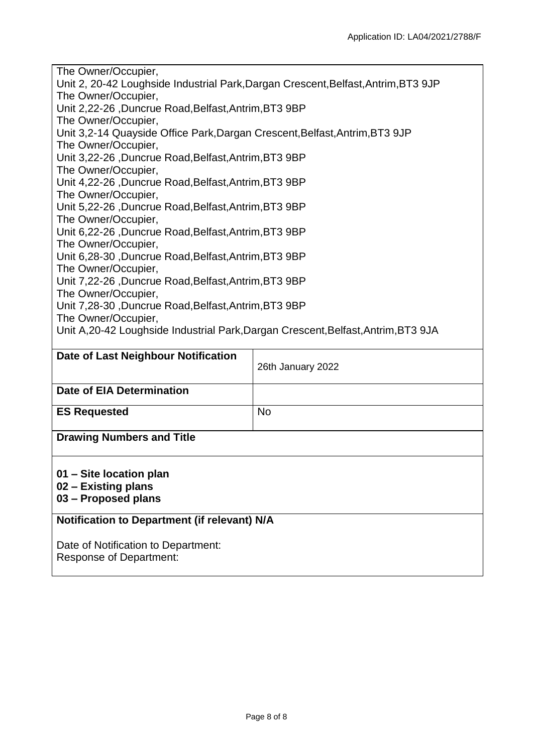The Owner/Occupier,
Unit 2, 20-42 Loughside Industrial Park,Dargan Crescent,Belfast,Antrim,BT3 9JP
The Owner/Occupier,
Unit 2,22-26 ,Duncrue Road,Belfast,Antrim,BT3 9BP
The Owner/Occupier,
Unit 3,2-14 Quayside Office Park,Dargan Crescent,Belfast,Antrim,BT3 9JP
The Owner/Occupier,
Unit 3,22-26 ,Duncrue Road,Belfast,Antrim,BT3 9BP
The Owner/Occupier,
Unit 4,22-26 ,Duncrue Road,Belfast,Antrim,BT3 9BP
The Owner/Occupier,
Unit 5,22-26 ,Duncrue Road,Belfast,Antrim,BT3 9BP
The Owner/Occupier,
Unit 6,22-26 ,Duncrue Road,Belfast,Antrim,BT3 9BP
The Owner/Occupier,
Unit 6,28-30 ,Duncrue Road,Belfast,Antrim,BT3 9BP
The Owner/Occupier,
Unit 7,22-26 ,Duncrue Road,Belfast,Antrim,BT3 9BP
The Owner/Occupier,
Unit 7,28-30 ,Duncrue Road,Belfast,Antrim,BT3 9BP
The Owner/Occupier,
Unit A,20-42 Loughside Industrial Park,Dargan Crescent,Belfast,Antrim,BT3 9JA

| | |
|---|---|
| **Date of Last Neighbour Notification** | 26th January 2022 |
| **Date of EIA Determination** | |
| **ES Requested** | No |

**Drawing Numbers and Title**

**01 – Site location plan**
**02 – Existing plans**
**03 – Proposed plans**

**Notification to Department (if relevant) N/A**

Date of Notification to Department:
Response of Department: